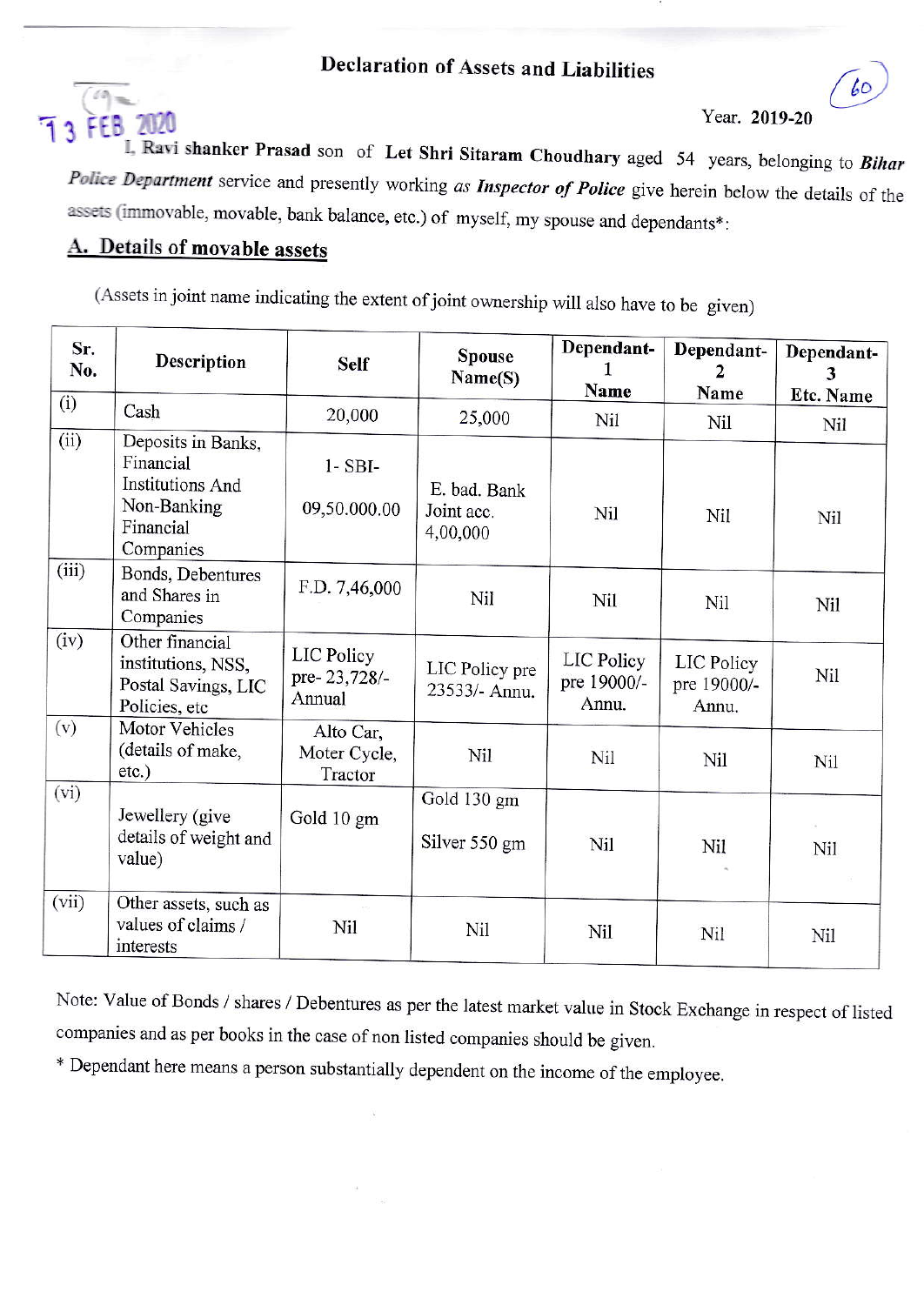# Declaration of Assets and Liabilities

13 FEB 2020

Year. 2019-20

I, Ravi shanker Prasad son of **Let Shri Sitaram Choudhary** aged 54 years, belonging to ***Bihar Police Department*** service and presently working *as* ***Inspector of Police*** give herein below the details of the assets (immovable, movable, bank balance, etc.) of myself, my spouse and dependants*:

## A. Details of movable assets

(Assets in joint name indicating the extent of joint ownership will also have to be given)

| Sr. No. | Description | Self | Spouse Name(S) | Dependant-1 Name | Dependant-2 Name | Dependant-3 Etc. Name |
|---|---|---|---|---|---|---|
| (i) | Cash | 20,000 | 25,000 | Nil | Nil | Nil |
| (ii) | Deposits in Banks, Financial Institutions And Non-Banking Financial Companies | 1- SBI- 09,50.000.00 | E. bad. Bank Joint acc. 4,00,000 | Nil | Nil | Nil |
| (iii) | Bonds, Debentures and Shares in Companies | F.D. 7,46,000 | Nil | Nil | Nil | Nil |
| (iv) | Other financial institutions, NSS, Postal Savings, LIC Policies, etc | LIC Policy pre- 23,728/- Annual | LIC Policy pre 23533/- Annu. | LIC Policy pre 19000/- Annu. | LIC Policy pre 19000/- Annu. | Nil |
| (v) | Motor Vehicles (details of make, etc.) | Alto Car, Moter Cycle, Tractor | Nil | Nil | Nil | Nil |
| (vi) | Jewellery (give details of weight and value) | Gold 10 gm | Gold 130 gm Silver 550 gm | Nil | Nil | Nil |
| (vii) | Other assets, such as values of claims / interests | Nil | Nil | Nil | Nil | Nil |

Note: Value of Bonds / shares / Debentures as per the latest market value in Stock Exchange in respect of listed companies and as per books in the case of non listed companies should be given.

* Dependant here means a person substantially dependent on the income of the employee.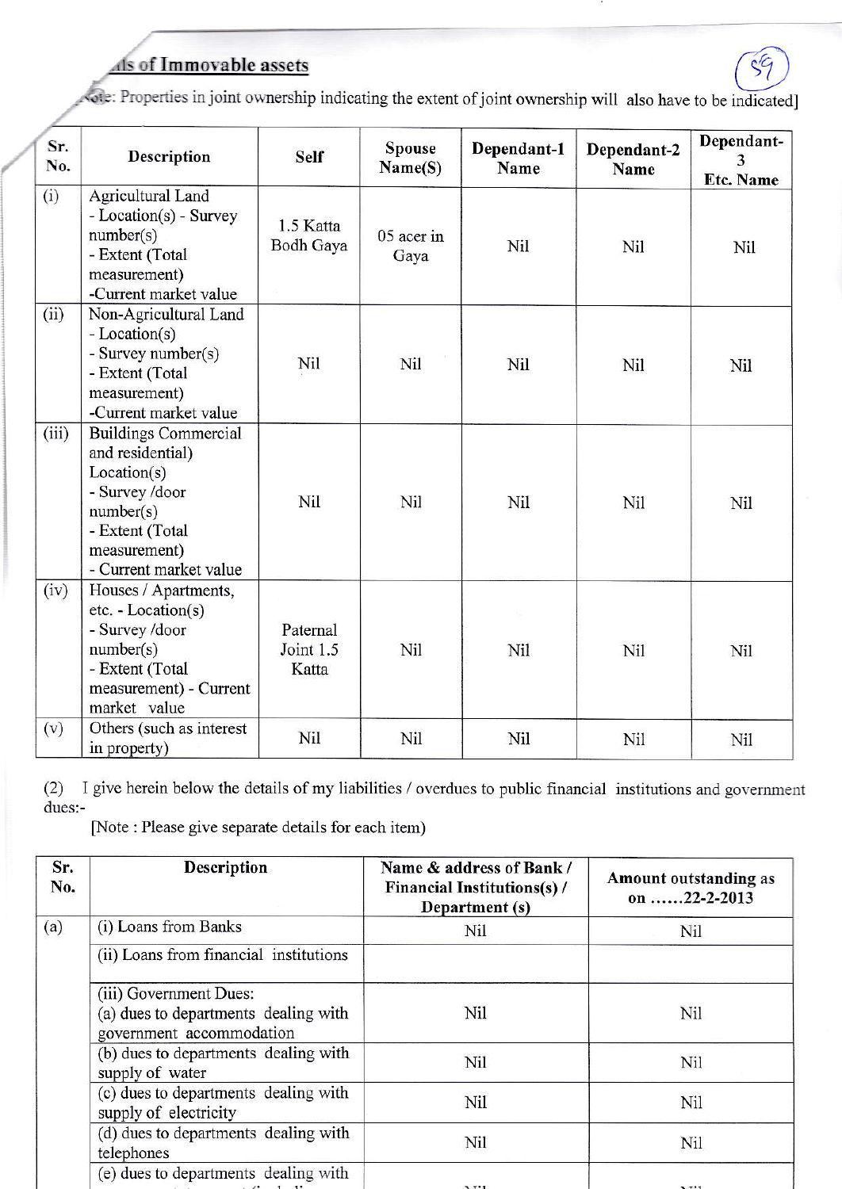## ...ils of Immovable assets

...ote: Properties in joint ownership indicating the extent of joint ownership will also have to be indicated]

| Sr. No. | Description | Self | Spouse Name(S) | Dependant-1 Name | Dependant-2 Name | Dependant-3 Etc. Name |
|---|---|---|---|---|---|---|
| (i) | Agricultural Land - Location(s) - Survey number(s) - Extent (Total measurement) -Current market value | 1.5 Katta Bodh Gaya | 05 acer in Gaya | Nil | Nil | Nil |
| (ii) | Non-Agricultural Land - Location(s) - Survey number(s) - Extent (Total measurement) -Current market value | Nil | Nil | Nil | Nil | Nil |
| (iii) | Buildings Commercial and residential) Location(s) - Survey /door number(s) - Extent (Total measurement) - Current market value | Nil | Nil | Nil | Nil | Nil |
| (iv) | Houses / Apartments, etc. - Location(s) - Survey /door number(s) - Extent (Total measurement) - Current market value | Paternal Joint 1.5 Katta | Nil | Nil | Nil | Nil |
| (v) | Others (such as interest in property) | Nil | Nil | Nil | Nil | Nil |

(2) I give herein below the details of my liabilities / overdues to public financial institutions and government dues:-

[Note : Please give separate details for each item)

| Sr. No. | Description | Name & address of Bank / Financial Institutions(s) / Department (s) | Amount outstanding as on ......22-2-2013 |
|---|---|---|---|
| (a) | (i) Loans from Banks | Nil | Nil |
| | (ii) Loans from financial institutions | | |
| | (iii) Government Dues: (a) dues to departments dealing with government accommodation | Nil | Nil |
| | (b) dues to departments dealing with supply of water | Nil | Nil |
| | (c) dues to departments dealing with supply of electricity | Nil | Nil |
| | (d) dues to departments dealing with telephones | Nil | Nil |
| | (e) dues to departments dealing with | Nil | Nil |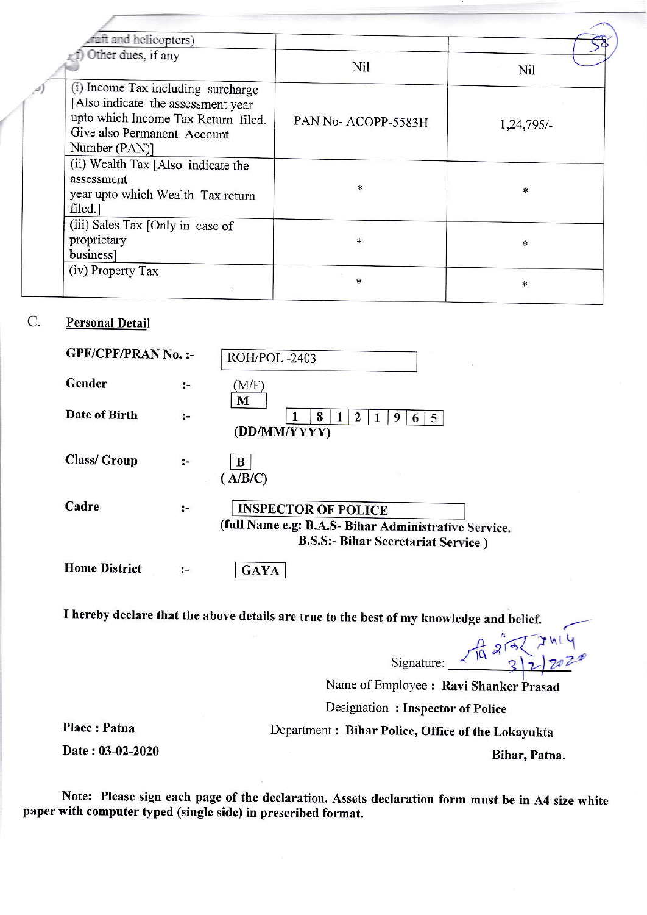| | | | |
|---|---|---|---|
| | ...aft and helicopters) | | |
| | f) Other dues, if any | Nil | Nil |
| 3) | (i) Income Tax including surcharge [Also indicate the assessment year upto which Income Tax Return filed. Give also Permanent Account Number (PAN)] | PAN No- ACOPP-5583H | 1,24,795/- |
| | (ii) Wealth Tax [Also indicate the assessment year upto which Wealth Tax return filed.] | * | * |
| | (iii) Sales Tax [Only in case of proprietary business] | * | * |
| | (iv) Property Tax | * | * |

## C. Personal Detail

**GPF/CPF/PRAN No. :-** ROH/POL -2403

**Gender** :- (M/F) M

**Date of Birth** :- 1 8 1 2 1 9 6 5 **(DD/MM/YYYY)**

**Class/ Group** :- B ( A/B/C)

**Cadre** :- INSPECTOR OF POLICE
**(full Name e.g: B.A.S- Bihar Administrative Service. B.S.S:- Bihar Secretariat Service )**

**Home District** :- GAYA

**I hereby declare that the above details are true to the best of my knowledge and belief.**

Signature: रवि शंकर प्रसाद 3/2/2020

Name of Employee : **Ravi Shanker Prasad**

Designation : **Inspector of Police**

**Place : Patna**

Department : **Bihar Police, Office of the Lokayukta Bihar, Patna.**

**Date : 03-02-2020**

Note: **Please sign each page of the declaration. Assets declaration form must be in A4 size white paper with computer typed (single side) in prescribed format.**